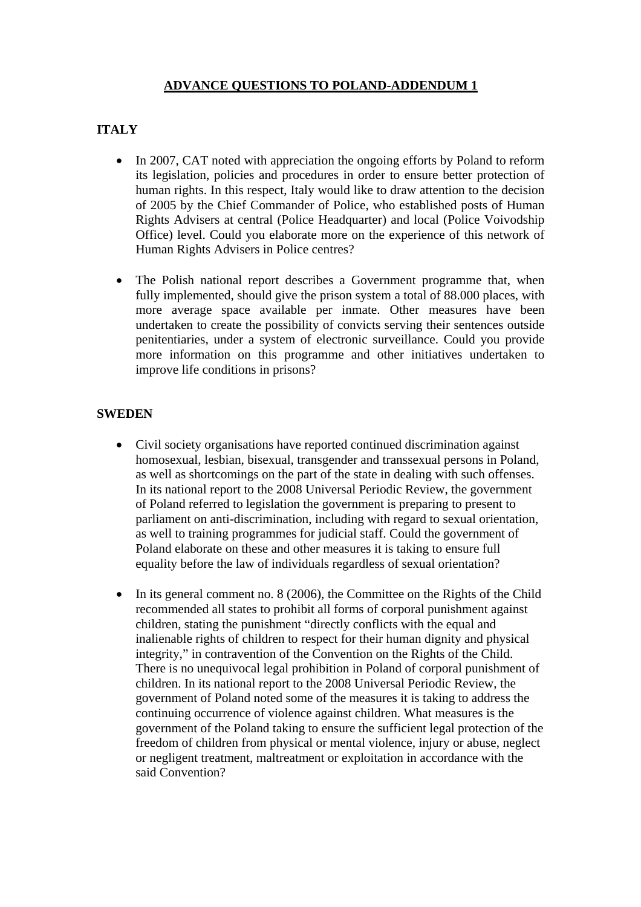# ADVANCE QUESTIONS TO POLAND-ADDENDUM 1

## ITALY

- In 2007, CAT noted with appreciation the ongoing efforts by Poland to reform its legislation, policies and procedures in order to ensure better protection of human rights. In this respect, Italy would like to draw attention to the decision of 2005 by the Chief Commander of Police, who established posts of Human Rights Advisers at central (Police Headquarter) and local (Police Voivodship Office) level. Could you elaborate more on the experience of this network of Human Rights Advisers in Police centres?

- The Polish national report describes a Government programme that, when fully implemented, should give the prison system a total of 88.000 places, with more average space available per inmate. Other measures have been undertaken to create the possibility of convicts serving their sentences outside penitentiaries, under a system of electronic surveillance. Could you provide more information on this programme and other initiatives undertaken to improve life conditions in prisons?

## SWEDEN

- Civil society organisations have reported continued discrimination against homosexual, lesbian, bisexual, transgender and transsexual persons in Poland, as well as shortcomings on the part of the state in dealing with such offenses. In its national report to the 2008 Universal Periodic Review, the government of Poland referred to legislation the government is preparing to present to parliament on anti-discrimination, including with regard to sexual orientation, as well to training programmes for judicial staff. Could the government of Poland elaborate on these and other measures it is taking to ensure full equality before the law of individuals regardless of sexual orientation?

- In its general comment no. 8 (2006), the Committee on the Rights of the Child recommended all states to prohibit all forms of corporal punishment against children, stating the punishment "directly conflicts with the equal and inalienable rights of children to respect for their human dignity and physical integrity," in contravention of the Convention on the Rights of the Child. There is no unequivocal legal prohibition in Poland of corporal punishment of children. In its national report to the 2008 Universal Periodic Review, the government of Poland noted some of the measures it is taking to address the continuing occurrence of violence against children. What measures is the government of the Poland taking to ensure the sufficient legal protection of the freedom of children from physical or mental violence, injury or abuse, neglect or negligent treatment, maltreatment or exploitation in accordance with the said Convention?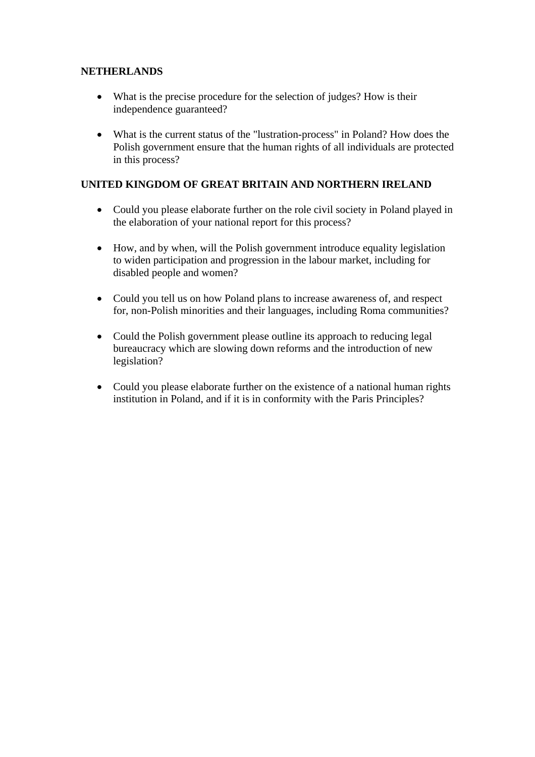**NETHERLANDS**

- What is the precise procedure for the selection of judges? How is their independence guaranteed?

- What is the current status of the "lustration-process" in Poland? How does the Polish government ensure that the human rights of all individuals are protected in this process?

**UNITED KINGDOM OF GREAT BRITAIN AND NORTHERN IRELAND**

- Could you please elaborate further on the role civil society in Poland played in the elaboration of your national report for this process?

- How, and by when, will the Polish government introduce equality legislation to widen participation and progression in the labour market, including for disabled people and women?

- Could you tell us on how Poland plans to increase awareness of, and respect for, non-Polish minorities and their languages, including Roma communities?

- Could the Polish government please outline its approach to reducing legal bureaucracy which are slowing down reforms and the introduction of new legislation?

- Could you please elaborate further on the existence of a national human rights institution in Poland, and if it is in conformity with the Paris Principles?